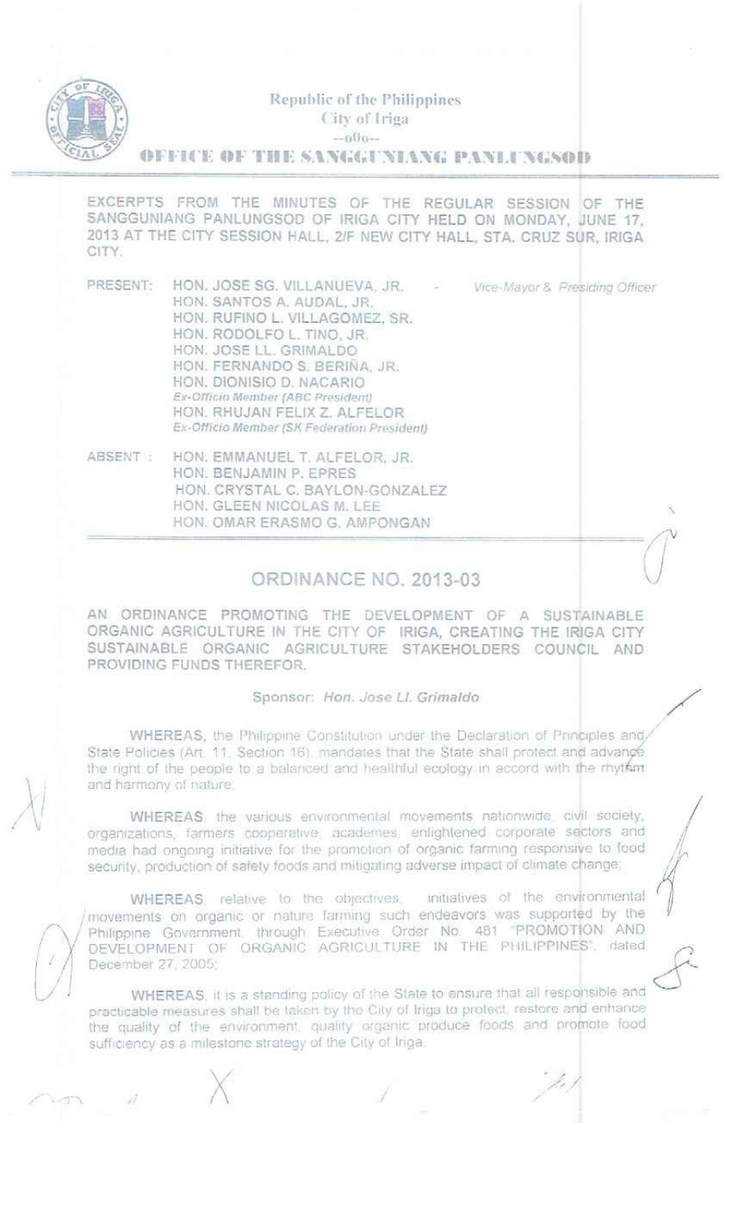Republic of the Philippines
City of Iriga
--o0o--

**OFFICE OF THE SANGGUNIANG PANLUNGSOD**

EXCERPTS FROM THE MINUTES OF THE REGULAR SESSION OF THE SANGGUNIANG PANLUNGSOD OF IRIGA CITY HELD ON MONDAY, JUNE 17, 2013 AT THE CITY SESSION HALL, 2/F NEW CITY HALL, STA. CRUZ SUR, IRIGA CITY.

PRESENT:
HON. JOSE SG. VILLANUEVA, JR. - *Vice-Mayor & Presiding Officer*
HON. SANTOS A. AUDAL, JR.
HON. RUFINO L. VILLAGOMEZ, SR.
HON. RODOLFO L. TINO, JR.
HON. JOSE LL. GRIMALDO
HON. FERNANDO S. BERIÑA, JR.
HON. DIONISIO D. NACARIO
*Ex-Officio Member (ABC President)*
HON. RHUJAN FELIX Z. ALFELOR
*Ex-Officio Member (SK Federation President)*

ABSENT:
HON. EMMANUEL T. ALFELOR, JR.
HON. BENJAMIN P. EPRES
HON. CRYSTAL C. BAYLON-GONZALEZ
HON. GLEEN NICOLAS M. LEE
HON. OMAR ERASMO G. AMPONGAN

## ORDINANCE NO. 2013-03

AN ORDINANCE PROMOTING THE DEVELOPMENT OF A SUSTAINABLE ORGANIC AGRICULTURE IN THE CITY OF IRIGA, CREATING THE IRIGA CITY SUSTAINABLE ORGANIC AGRICULTURE STAKEHOLDERS COUNCIL AND PROVIDING FUNDS THEREFOR.

Sponsor: *Hon. Jose Ll. Grimaldo*

**WHEREAS**, the Philippine Constitution under the Declaration of Principles and State Policies (Art. 11, Section 16), mandates that the State shall protect and advance the right of the people to a balanced and healthful ecology in accord with the rhythm and harmony of nature;

**WHEREAS**, the various environmental movements nationwide, civil society, organizations, farmers cooperative, academes, enlightened corporate sectors and media had ongoing initiative for the promotion of organic farming responsive to food security, production of safety foods and mitigating adverse impact of climate change;

**WHEREAS**, relative to the objectives, initiatives of the environmental movements on organic or nature farming such endeavors was supported by the Philippine Government, through Executive Order No. 481 "PROMOTION AND DEVELOPMENT OF ORGANIC AGRICULTURE IN THE PHILIPPINES", dated December 27, 2005;

**WHEREAS**, it is a standing policy of the State to ensure that all responsible and practicable measures shall be taken by the City of Iriga to protect, restore and enhance the quality of the environment, quality organic produce foods and promote food sufficiency as a milestone strategy of the City of Iriga.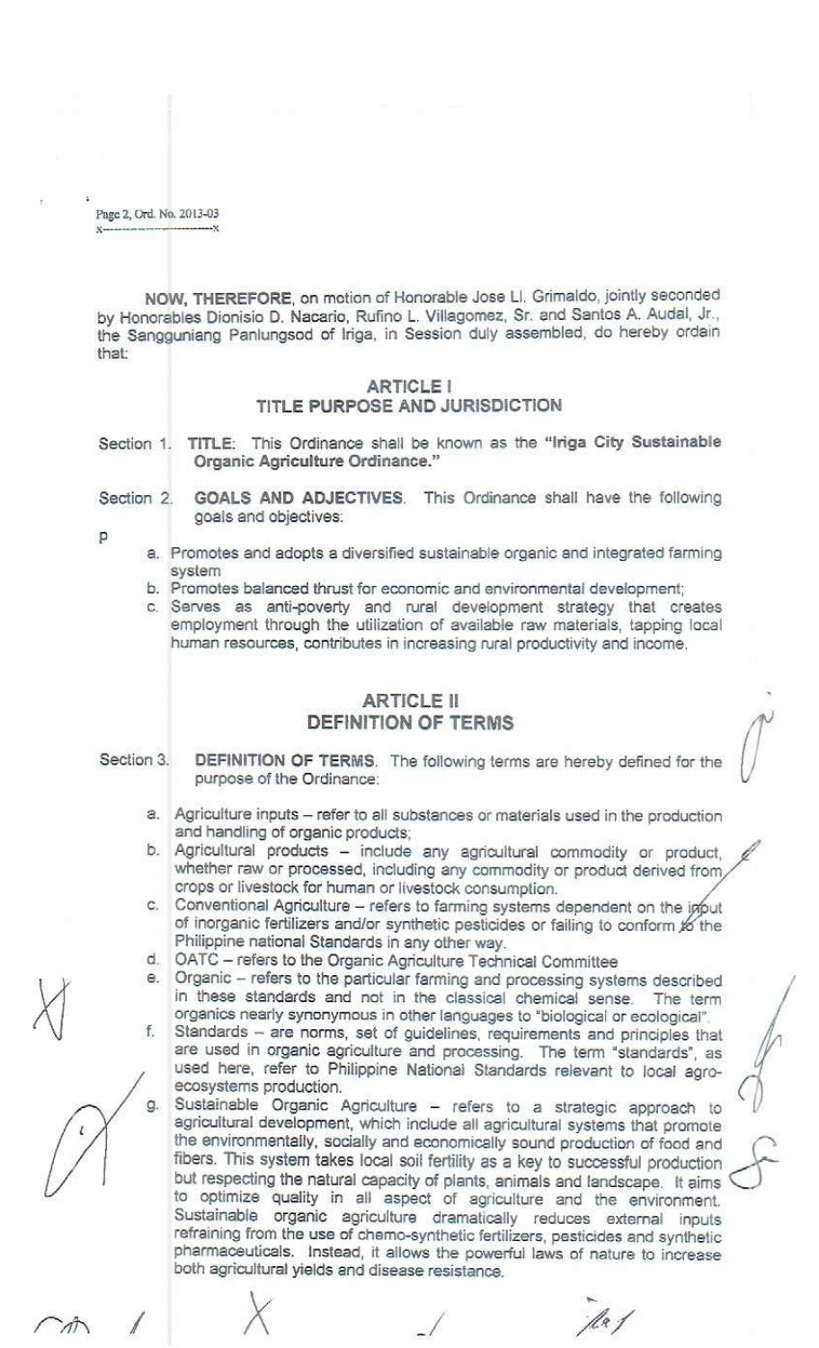NOW, THEREFORE, on motion of Honorable Jose Ll. Grimaldo, jointly seconded by Honorables Dionisio D. Nacario, Rufino L. Villagomez, Sr. and Santos A. Audal, Jr., the Sangguniang Panlungsod of Iriga, in Session duly assembled, do hereby ordain that:

## ARTICLE I
## TITLE PURPOSE AND JURISDICTION

Section 1. **TITLE**: This Ordinance shall be known as the **"Iriga City Sustainable Organic Agriculture Ordinance."**

Section 2. **GOALS AND ADJECTIVES**. This Ordinance shall have the following goals and objectives:

p

a. Promotes and adopts a diversified sustainable organic and integrated farming system
b. Promotes balanced thrust for economic and environmental development;
c. Serves as anti-poverty and rural development strategy that creates employment through the utilization of available raw materials, tapping local human resources, contributes in increasing rural productivity and income.

## ARTICLE II
## DEFINITION OF TERMS

Section 3. **DEFINITION OF TERMS**. The following terms are hereby defined for the purpose of the Ordinance:

a. Agriculture inputs – refer to all substances or materials used in the production and handling of organic products;
b. Agricultural products – include any agricultural commodity or product, whether raw or processed, including any commodity or product derived from crops or livestock for human or livestock consumption.
c. Conventional Agriculture – refers to farming systems dependent on the input of inorganic fertilizers and/or synthetic pesticides or failing to conform to the Philippine national Standards in any other way.
d. OATC – refers to the Organic Agriculture Technical Committee
e. Organic – refers to the particular farming and processing systems described in these standards and not in the classical chemical sense. The term organics nearly synonymous in other languages to "biological or ecological".
f. Standards – are norms, set of guidelines, requirements and principles that are used in organic agriculture and processing. The term "standards", as used here, refer to Philippine National Standards relevant to local agro-ecosystems production.
g. Sustainable Organic Agriculture – refers to a strategic approach to agricultural development, which include all agricultural systems that promote the environmentally, socially and economically sound production of food and fibers. This system takes local soil fertility as a key to successful production but respecting the natural capacity of plants, animals and landscape. It aims to optimize quality in all aspect of agriculture and the environment. Sustainable organic agriculture dramatically reduces external inputs refraining from the use of chemo-synthetic fertilizers, pesticides and synthetic pharmaceuticals. Instead, it allows the powerful laws of nature to increase both agricultural yields and disease resistance.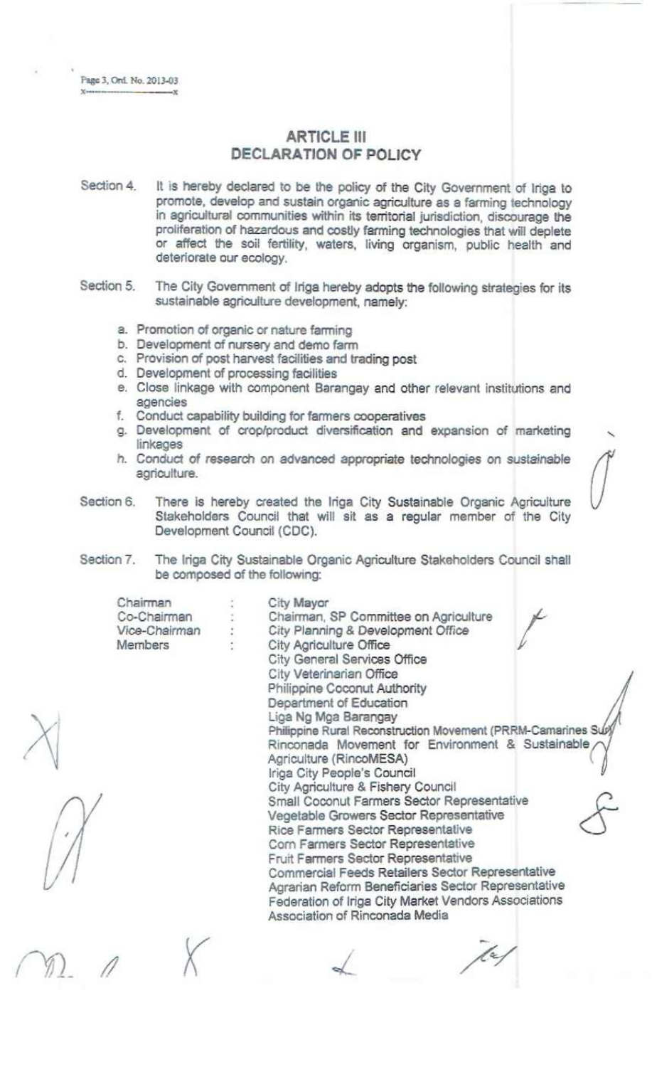## ARTICLE III
## DECLARATION OF POLICY

Section 4. It is hereby declared to be the policy of the City Government of Iriga to promote, develop and sustain organic agriculture as a farming technology in agricultural communities within its territorial jurisdiction, discourage the proliferation of hazardous and costly farming technologies that will deplete or affect the soil fertility, waters, living organism, public health and deteriorate our ecology.

Section 5. The City Government of Iriga hereby adopts the following strategies for its sustainable agriculture development, namely:

a. Promotion of organic or nature farming
b. Development of nursery and demo farm
c. Provision of post harvest facilities and trading post
d. Development of processing facilities
e. Close linkage with component Barangay and other relevant institutions and agencies
f. Conduct capability building for farmers cooperatives
g. Development of crop/product diversification and expansion of marketing linkages
h. Conduct of research on advanced appropriate technologies on sustainable agriculture.

Section 6. There is hereby created the Iriga City Sustainable Organic Agriculture Stakeholders Council that will sit as a regular member of the City Development Council (CDC).

Section 7. The Iriga City Sustainable Organic Agriculture Stakeholders Council shall be composed of the following:

| | | |
|---|---|---|
| Chairman | : | City Mayor |
| Co-Chairman | : | Chairman, SP Committee on Agriculture |
| Vice-Chairman | : | City Planning & Development Office |
| Members | : | City Agriculture Office |
| | | City General Services Office |
| | | City Veterinarian Office |
| | | Philippine Coconut Authority |
| | | Department of Education |
| | | Liga Ng Mga Barangay |
| | | Philippine Rural Reconstruction Movement (PRRM-Camarines Sur) |
| | | Rinconada Movement for Environment & Sustainable Agriculture (RincoMESA) |
| | | Iriga City People's Council |
| | | City Agriculture & Fishery Council |
| | | Small Coconut Farmers Sector Representative |
| | | Vegetable Growers Sector Representative |
| | | Rice Farmers Sector Representative |
| | | Corn Farmers Sector Representative |
| | | Fruit Farmers Sector Representative |
| | | Commercial Feeds Retailers Sector Representative |
| | | Agrarian Reform Beneficiaries Sector Representative |
| | | Federation of Iriga City Market Vendors Associations |
| | | Association of Rinconada Media |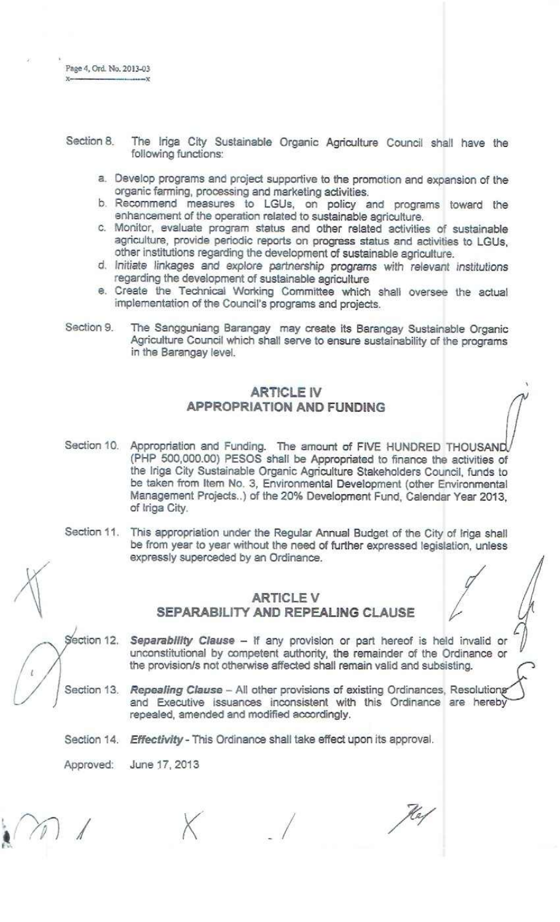Section 8. The Iriga City Sustainable Organic Agriculture Council shall have the following functions:

a. Develop programs and project supportive to the promotion and expansion of the organic farming, processing and marketing activities.
b. Recommend measures to LGUs, on policy and programs toward the enhancement of the operation related to sustainable agriculture.
c. Monitor, evaluate program status and other related activities of sustainable agriculture, provide periodic reports on progress status and activities to LGUs, other institutions regarding the development of sustainable agriculture.
d. Initiate linkages and explore partnership programs with relevant institutions regarding the development of sustainable agriculture
e. Create the Technical Working Committee which shall oversee the actual implementation of the Council's programs and projects.

Section 9. The Sangguniang Barangay may create its Barangay Sustainable Organic Agriculture Council which shall serve to ensure sustainability of the programs in the Barangay level.

## ARTICLE IV
## APPROPRIATION AND FUNDING

Section 10. Appropriation and Funding. The amount of FIVE HUNDRED THOUSAND (PHP 500,000.00) PESOS shall be Appropriated to finance the activities of the Iriga City Sustainable Organic Agriculture Stakeholders Council, funds to be taken from Item No. 3, Environmental Development (other Environmental Management Projects..) of the 20% Development Fund, Calendar Year 2013, of Iriga City.

Section 11. This appropriation under the Regular Annual Budget of the City of Iriga shall be from year to year without the need of further expressed legislation, unless expressly superceded by an Ordinance.

## ARTICLE V
## SEPARABILITY AND REPEALING CLAUSE

Section 12. ***Separability Clause*** – If any provision or part hereof is held invalid or unconstitutional by competent authority, the remainder of the Ordinance or the provision/s not otherwise affected shall remain valid and subsisting.

Section 13. ***Repealing Clause*** – All other provisions of existing Ordinances, Resolutions and Executive issuances inconsistent with this Ordinance are hereby repealed, amended and modified accordingly.

Section 14. ***Effectivity*** - This Ordinance shall take effect upon its approval.

Approved: June 17, 2013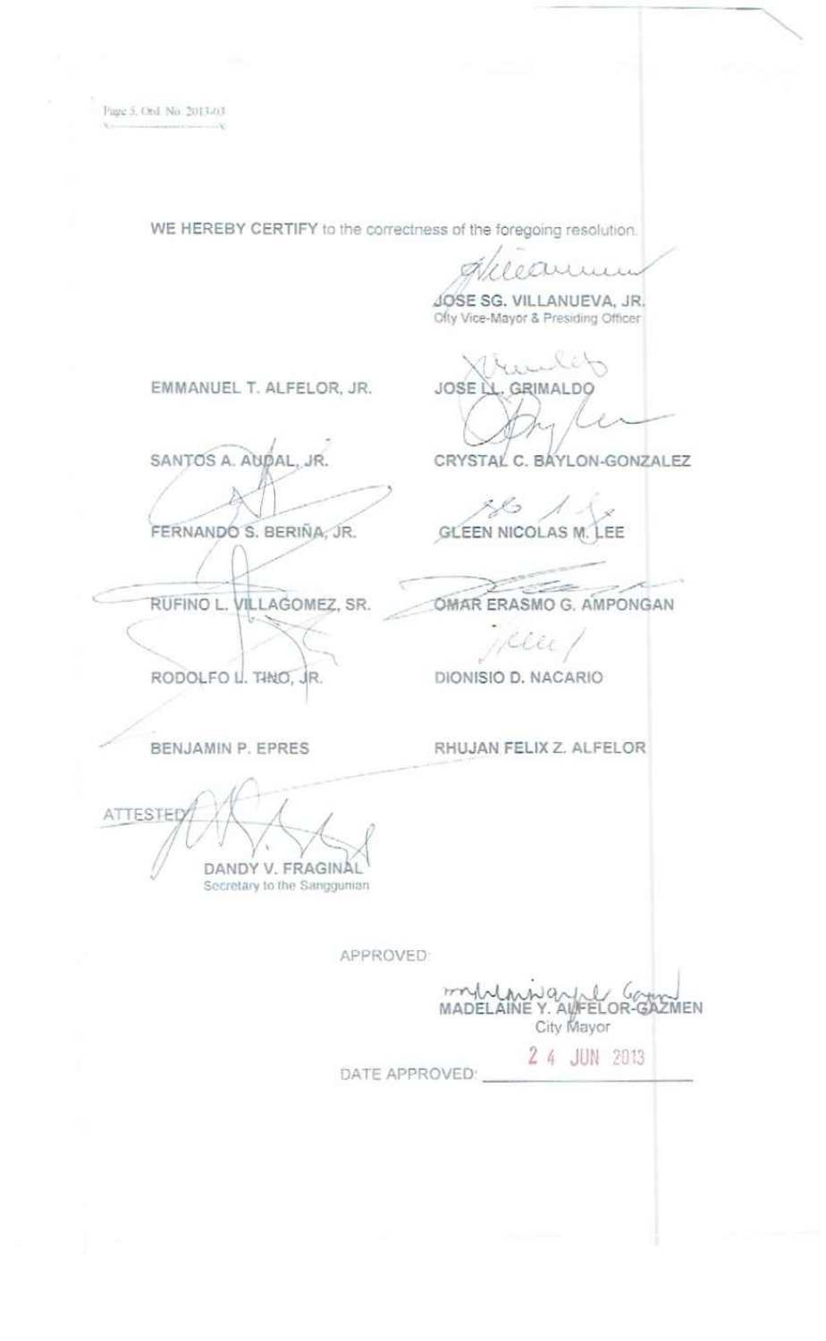Page 5, Ord. No. 2013-03

WE HEREBY CERTIFY to the correctness of the foregoing resolution.

JOSE SG. VILLANUEVA, JR.
City Vice-Mayor & Presiding Officer

| | |
|---|---|
| EMMANUEL T. ALFELOR, JR. | JOSE LL. GRIMALDO |
| SANTOS A. AUDAL, JR. | CRYSTAL C. BAYLON-GONZALEZ |
| FERNANDO S. BERIÑA, JR. | GLEEN NICOLAS M. LEE |
| RUFINO L. VILLAGOMEZ, SR. | OMAR ERASMO G. AMPONGAN |
| RODOLFO U. TINO, JR. | DIONISIO D. NACARIO |
| BENJAMIN P. EPRES | RHUJAN FELIX Z. ALFELOR |

ATTESTED:

DANDY V. FRAGINAL
Secretary to the Sanggunian

APPROVED:

MADELAINE Y. ALFELOR-GAZMEN
City Mayor

DATE APPROVED: 24 JUN 2013